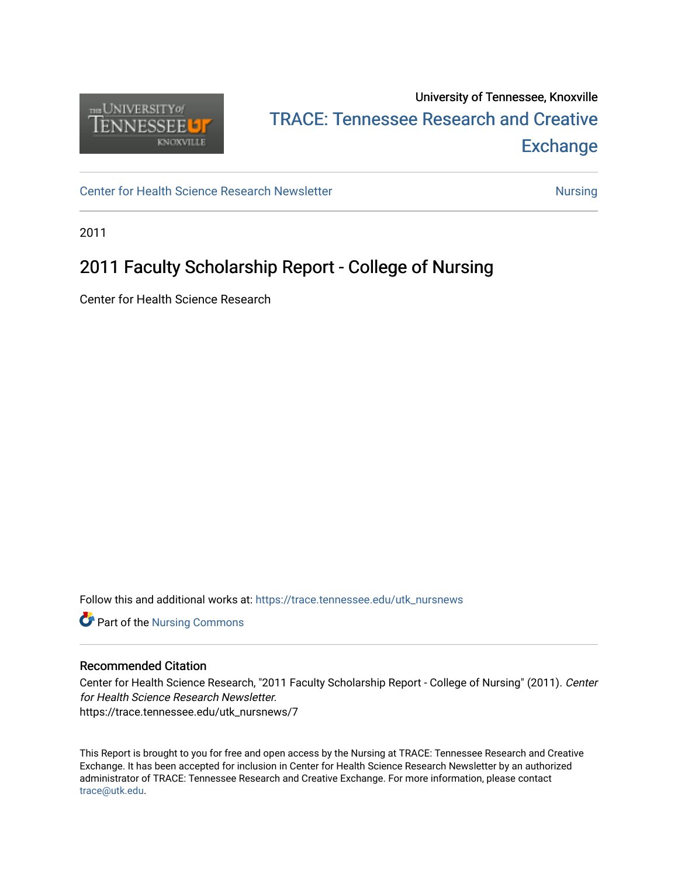University of Tennessee, Knoxville

TRACE: Tennessee Research and Creative Exchange

Center for Health Science Research Newsletter | Nursing

2011

# 2011 Faculty Scholarship Report - College of Nursing

Center for Health Science Research

Follow this and additional works at: https://trace.tennessee.edu/utk_nursnews

Part of the Nursing Commons

## Recommended Citation

Center for Health Science Research, "2011 Faculty Scholarship Report - College of Nursing" (2011). *Center for Health Science Research Newsletter.*
https://trace.tennessee.edu/utk_nursnews/7

This Report is brought to you for free and open access by the Nursing at TRACE: Tennessee Research and Creative Exchange. It has been accepted for inclusion in Center for Health Science Research Newsletter by an authorized administrator of TRACE: Tennessee Research and Creative Exchange. For more information, please contact trace@utk.edu.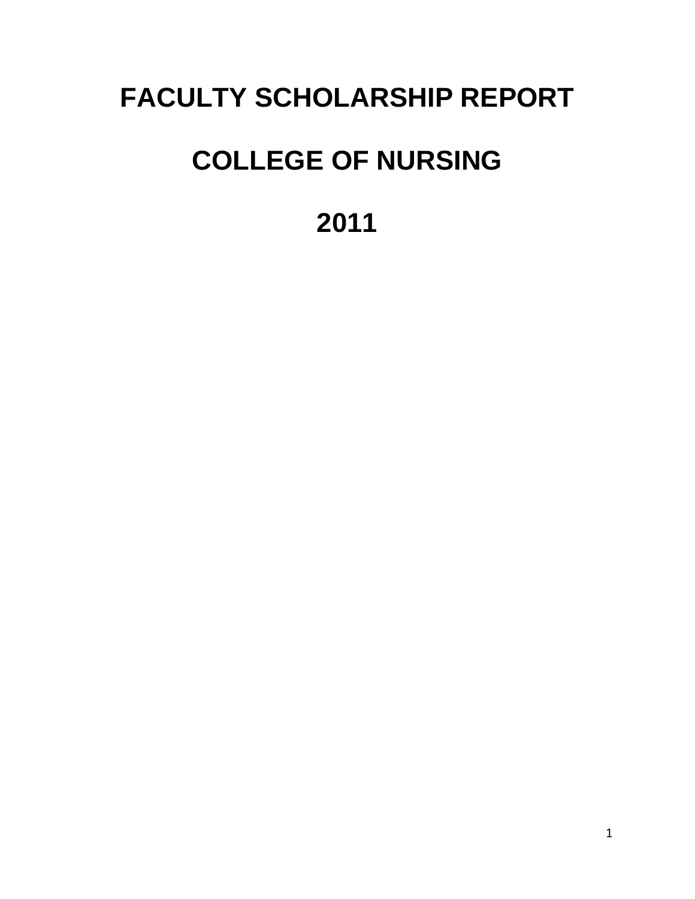# FACULTY SCHOLARSHIP REPORT

# COLLEGE OF NURSING

# 2011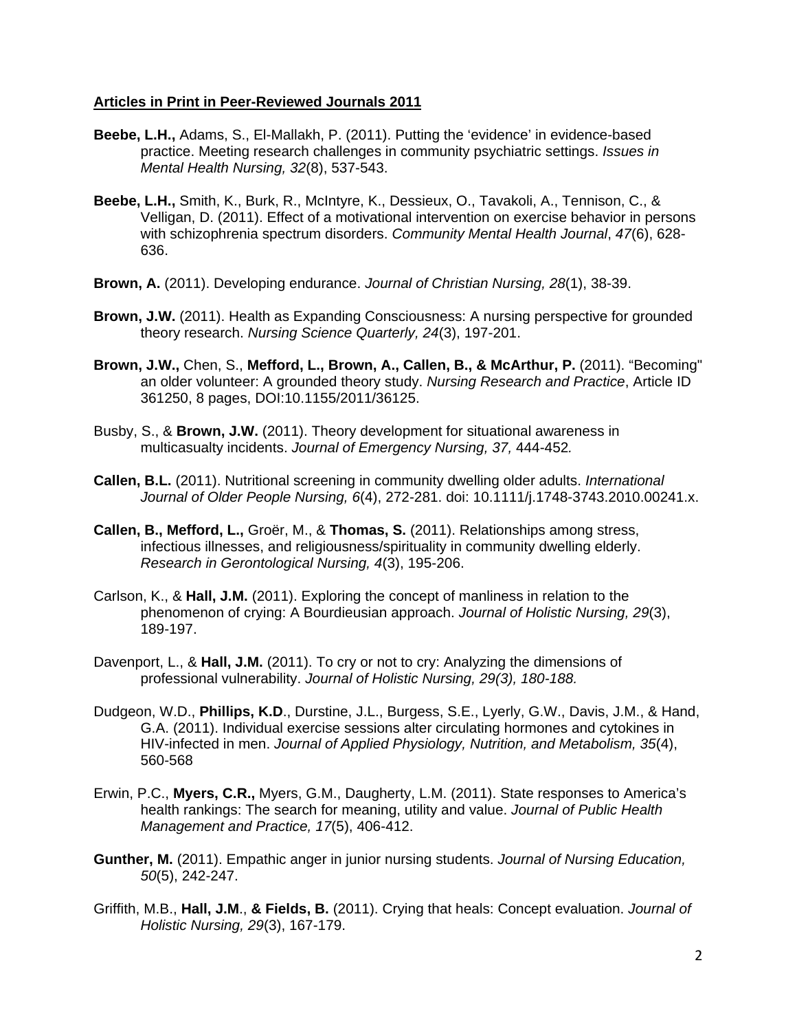**Articles in Print in Peer-Reviewed Journals 2011**

**Beebe, L.H.,** Adams, S., El-Mallakh, P. (2011). Putting the 'evidence' in evidence-based practice. Meeting research challenges in community psychiatric settings. *Issues in Mental Health Nursing, 32*(8), 537-543.

**Beebe, L.H.,** Smith, K., Burk, R., McIntyre, K., Dessieux, O., Tavakoli, A., Tennison, C., & Velligan, D. (2011). Effect of a motivational intervention on exercise behavior in persons with schizophrenia spectrum disorders. *Community Mental Health Journal*, *47*(6), 628-636.

**Brown, A.** (2011). Developing endurance. *Journal of Christian Nursing, 28*(1), 38-39.

**Brown, J.W.** (2011). Health as Expanding Consciousness: A nursing perspective for grounded theory research. *Nursing Science Quarterly, 24*(3), 197-201.

**Brown, J.W.,** Chen, S., **Mefford, L., Brown, A., Callen, B., & McArthur, P.** (2011). "Becoming" an older volunteer: A grounded theory study. *Nursing Research and Practice*, Article ID 361250, 8 pages, DOI:10.1155/2011/36125.

Busby, S., & **Brown, J.W.** (2011). Theory development for situational awareness in multicasualty incidents. *Journal of Emergency Nursing, 37,* 444-452*.*

**Callen, B.L.** (2011). Nutritional screening in community dwelling older adults. *International Journal of Older People Nursing, 6*(4), 272-281. doi: 10.1111/j.1748-3743.2010.00241.x.

**Callen, B., Mefford, L.,** Groër, M., & **Thomas, S.** (2011). Relationships among stress, infectious illnesses, and religiousness/spirituality in community dwelling elderly. *Research in Gerontological Nursing, 4*(3), 195-206.

Carlson, K., & **Hall, J.M.** (2011). Exploring the concept of manliness in relation to the phenomenon of crying: A Bourdieusian approach. *Journal of Holistic Nursing, 29*(3), 189-197.

Davenport, L., & **Hall, J.M.** (2011). To cry or not to cry: Analyzing the dimensions of professional vulnerability. *Journal of Holistic Nursing, 29(3), 180-188.*

Dudgeon, W.D., **Phillips, K.D**., Durstine, J.L., Burgess, S.E., Lyerly, G.W., Davis, J.M., & Hand, G.A. (2011). Individual exercise sessions alter circulating hormones and cytokines in HIV-infected in men. *Journal of Applied Physiology, Nutrition, and Metabolism, 35*(4), 560-568

Erwin, P.C., **Myers, C.R.,** Myers, G.M., Daugherty, L.M. (2011). State responses to America's health rankings: The search for meaning, utility and value. *Journal of Public Health Management and Practice, 17*(5), 406-412.

**Gunther, M.** (2011). Empathic anger in junior nursing students. *Journal of Nursing Education, 50*(5), 242-247.

Griffith, M.B., **Hall, J.M**., **& Fields, B.** (2011). Crying that heals: Concept evaluation. *Journal of Holistic Nursing, 29*(3), 167-179.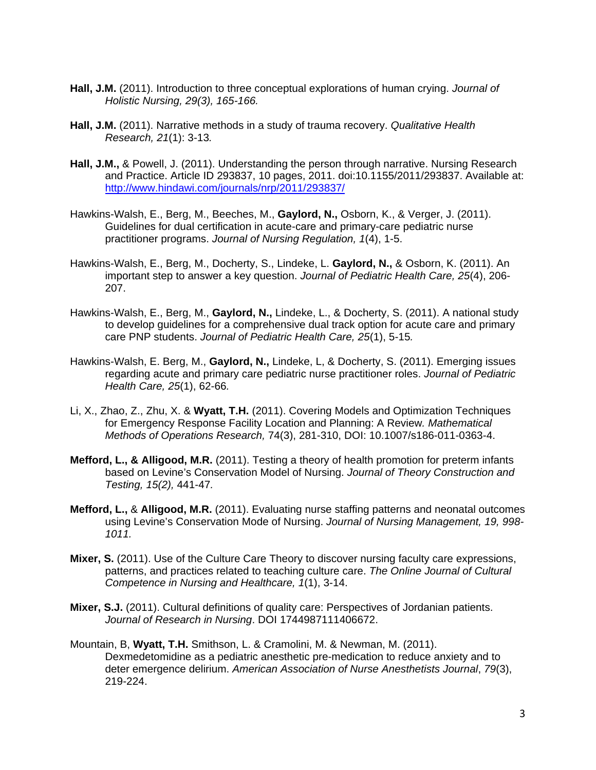**Hall, J.M.** (2011). Introduction to three conceptual explorations of human crying. *Journal of Holistic Nursing, 29(3), 165-166.*

**Hall, J.M.** (2011). Narrative methods in a study of trauma recovery. *Qualitative Health Research, 21*(1): 3-13*.*

**Hall, J.M.,** & Powell, J. (2011). Understanding the person through narrative. Nursing Research and Practice. Article ID 293837, 10 pages, 2011. doi:10.1155/2011/293837. Available at: http://www.hindawi.com/journals/nrp/2011/293837/

Hawkins-Walsh, E., Berg, M., Beeches, M., **Gaylord, N.,** Osborn, K., & Verger, J. (2011). Guidelines for dual certification in acute-care and primary-care pediatric nurse practitioner programs. *Journal of Nursing Regulation, 1*(4), 1-5.

Hawkins-Walsh, E., Berg, M., Docherty, S., Lindeke, L. **Gaylord, N.,** & Osborn, K. (2011). An important step to answer a key question. *Journal of Pediatric Health Care, 25*(4), 206-207.

Hawkins-Walsh, E., Berg, M., **Gaylord, N.,** Lindeke, L., & Docherty, S. (2011). A national study to develop guidelines for a comprehensive dual track option for acute care and primary care PNP students. *Journal of Pediatric Health Care, 25*(1), 5-15*.*

Hawkins-Walsh, E. Berg, M., **Gaylord, N.,** Lindeke, L, & Docherty, S. (2011). Emerging issues regarding acute and primary care pediatric nurse practitioner roles. *Journal of Pediatric Health Care, 25*(1), 62-66*.*

Li, X., Zhao, Z., Zhu, X. & **Wyatt, T.H.** (2011). Covering Models and Optimization Techniques for Emergency Response Facility Location and Planning: A Review*. Mathematical Methods of Operations Research,* 74(3), 281-310, DOI: 10.1007/s186-011-0363-4.

**Mefford, L., & Alligood, M.R.** (2011). Testing a theory of health promotion for preterm infants based on Levine's Conservation Model of Nursing. *Journal of Theory Construction and Testing, 15(2),* 441-47*.*

**Mefford, L.,** & **Alligood, M.R.** (2011). Evaluating nurse staffing patterns and neonatal outcomes using Levine's Conservation Mode of Nursing. *Journal of Nursing Management, 19, 998-1011.*

**Mixer, S.** (2011). Use of the Culture Care Theory to discover nursing faculty care expressions, patterns, and practices related to teaching culture care. *The Online Journal of Cultural Competence in Nursing and Healthcare, 1*(1), 3-14.

**Mixer, S.J.** (2011). Cultural definitions of quality care: Perspectives of Jordanian patients. *Journal of Research in Nursing*. DOI 1744987111406672.

Mountain, B, **Wyatt, T.H.** Smithson, L. & Cramolini, M. & Newman, M. (2011). Dexmedetomidine as a pediatric anesthetic pre-medication to reduce anxiety and to deter emergence delirium. *American Association of Nurse Anesthetists Journal*, *79*(3), 219-224.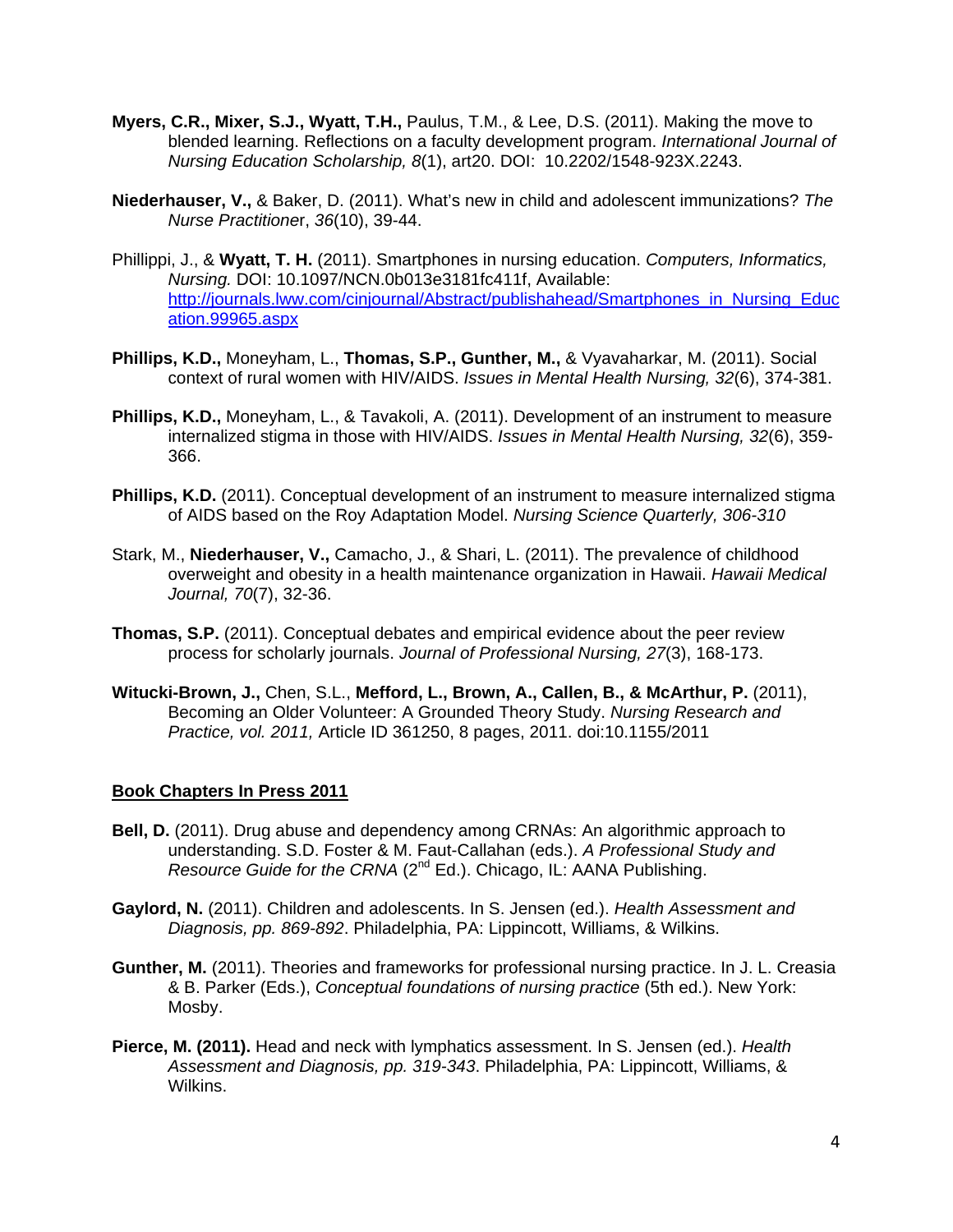**Myers, C.R., Mixer, S.J., Wyatt, T.H.,** Paulus, T.M., & Lee, D.S. (2011). Making the move to blended learning. Reflections on a faculty development program. *International Journal of Nursing Education Scholarship, 8*(1), art20. DOI: 10.2202/1548-923X.2243.

**Niederhauser, V.,** & Baker, D. (2011). What's new in child and adolescent immunizations? *The Nurse Practitioner*, *36*(10), 39-44.

Phillippi, J., & **Wyatt, T. H.** (2011). Smartphones in nursing education. *Computers, Informatics, Nursing.* DOI: 10.1097/NCN.0b013e3181fc411f, Available: [http://journals.lww.com/cinjournal/Abstract/publishahead/Smartphones_in_Nursing_Education.99965.aspx](http://journals.lww.com/cinjournal/Abstract/publishahead/Smartphones_in_Nursing_Education.99965.aspx)

**Phillips, K.D.,** Moneyham, L., **Thomas, S.P., Gunther, M.,** & Vyavaharkar, M. (2011). Social context of rural women with HIV/AIDS. *Issues in Mental Health Nursing, 32*(6), 374-381.

**Phillips, K.D.,** Moneyham, L., & Tavakoli, A. (2011). Development of an instrument to measure internalized stigma in those with HIV/AIDS. *Issues in Mental Health Nursing, 32*(6), 359-366.

**Phillips, K.D.** (2011). Conceptual development of an instrument to measure internalized stigma of AIDS based on the Roy Adaptation Model. *Nursing Science Quarterly, 306-310*

Stark, M., **Niederhauser, V.,** Camacho, J., & Shari, L. (2011). The prevalence of childhood overweight and obesity in a health maintenance organization in Hawaii. *Hawaii Medical Journal, 70*(7), 32-36.

**Thomas, S.P.** (2011). Conceptual debates and empirical evidence about the peer review process for scholarly journals. *Journal of Professional Nursing, 27*(3), 168-173.

**Witucki-Brown, J.,** Chen, S.L., **Mefford, L., Brown, A., Callen, B., & McArthur, P.** (2011), Becoming an Older Volunteer: A Grounded Theory Study. *Nursing Research and Practice, vol. 2011,* Article ID 361250, 8 pages, 2011. doi:10.1155/2011

## Book Chapters In Press 2011

**Bell, D.** (2011). Drug abuse and dependency among CRNAs: An algorithmic approach to understanding. S.D. Foster & M. Faut-Callahan (eds.). *A Professional Study and Resource Guide for the CRNA* (2nd Ed.). Chicago, IL: AANA Publishing.

**Gaylord, N.** (2011). Children and adolescents. In S. Jensen (ed.). *Health Assessment and Diagnosis, pp. 869-892*. Philadelphia, PA: Lippincott, Williams, & Wilkins.

**Gunther, M.** (2011). Theories and frameworks for professional nursing practice. In J. L. Creasia & B. Parker (Eds.), *Conceptual foundations of nursing practice* (5th ed.). New York: Mosby.

**Pierce, M. (2011).** Head and neck with lymphatics assessment. In S. Jensen (ed.). *Health Assessment and Diagnosis, pp. 319-343*. Philadelphia, PA: Lippincott, Williams, & Wilkins.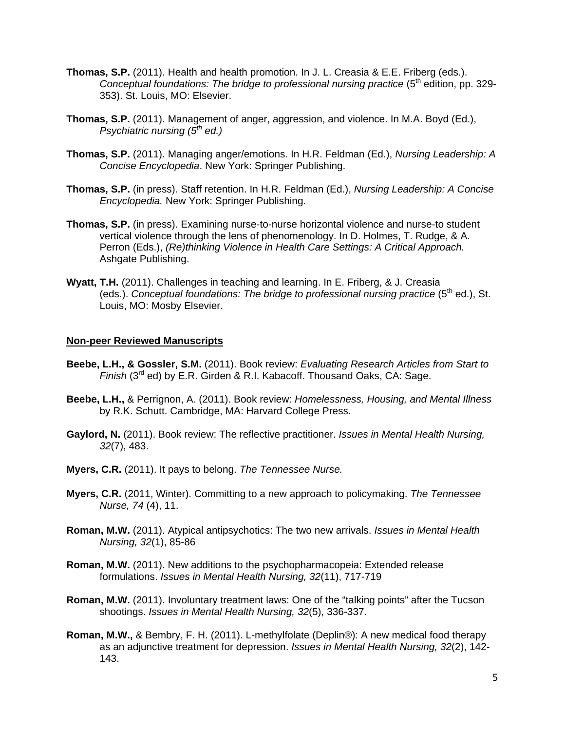**Thomas, S.P.** (2011). Health and health promotion. In J. L. Creasia & E.E. Friberg (eds.). *Conceptual foundations: The bridge to professional nursing practice* (5th edition, pp. 329-353). St. Louis, MO: Elsevier.

**Thomas, S.P.** (2011). Management of anger, aggression, and violence. In M.A. Boyd (Ed.), *Psychiatric nursing (5th ed.)*

**Thomas, S.P.** (2011). Managing anger/emotions. In H.R. Feldman (Ed.), *Nursing Leadership: A Concise Encyclopedia*. New York: Springer Publishing.

**Thomas, S.P.** (in press). Staff retention. In H.R. Feldman (Ed.), *Nursing Leadership: A Concise Encyclopedia.* New York: Springer Publishing.

**Thomas, S.P.** (in press). Examining nurse-to-nurse horizontal violence and nurse-to student vertical violence through the lens of phenomenology. In D. Holmes, T. Rudge, & A. Perron (Eds.), *(Re)thinking Violence in Health Care Settings: A Critical Approach.* Ashgate Publishing.

**Wyatt, T.H.** (2011). Challenges in teaching and learning. In E. Friberg, & J. Creasia (eds.). *Conceptual foundations: The bridge to professional nursing practice* (5th ed.), St. Louis, MO: Mosby Elsevier.

## Non-peer Reviewed Manuscripts

**Beebe, L.H., & Gossler, S.M.** (2011). Book review: *Evaluating Research Articles from Start to Finish* (3rd ed) by E.R. Girden & R.I. Kabacoff. Thousand Oaks, CA: Sage.

**Beebe, L.H.,** & Perrignon, A. (2011). Book review: *Homelessness, Housing, and Mental Illness* by R.K. Schutt. Cambridge, MA: Harvard College Press.

**Gaylord, N.** (2011). Book review: The reflective practitioner. *Issues in Mental Health Nursing, 32*(7), 483.

**Myers, C.R.** (2011). It pays to belong. *The Tennessee Nurse.*

**Myers, C.R.** (2011, Winter). Committing to a new approach to policymaking. *The Tennessee Nurse, 74* (4), 11.

**Roman, M.W.** (2011). Atypical antipsychotics: The two new arrivals. *Issues in Mental Health Nursing, 32*(1), 85-86

**Roman, M.W.** (2011). New additions to the psychopharmacopeia: Extended release formulations. *Issues in Mental Health Nursing, 32*(11), 717-719

**Roman, M.W.** (2011). Involuntary treatment laws: One of the "talking points" after the Tucson shootings. *Issues in Mental Health Nursing, 32*(5), 336-337.

**Roman, M.W.,** & Bembry, F. H. (2011). L-methylfolate (Deplin®): A new medical food therapy as an adjunctive treatment for depression. *Issues in Mental Health Nursing, 32*(2), 142-143.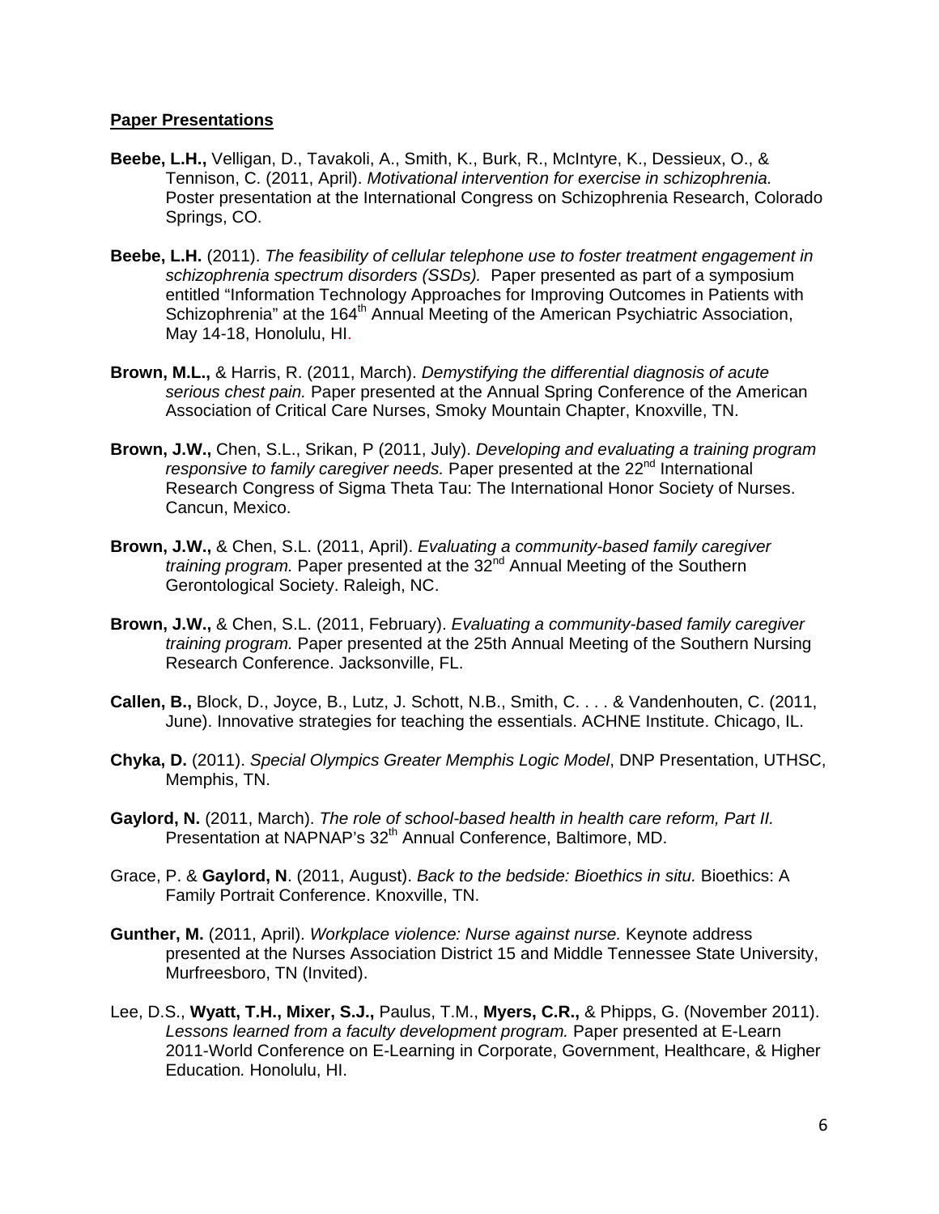**Paper Presentations**

**Beebe, L.H.,** Velligan, D., Tavakoli, A., Smith, K., Burk, R., McIntyre, K., Dessieux, O., & Tennison, C. (2011, April). *Motivational intervention for exercise in schizophrenia.* Poster presentation at the International Congress on Schizophrenia Research, Colorado Springs, CO.

**Beebe, L.H.** (2011). *The feasibility of cellular telephone use to foster treatment engagement in schizophrenia spectrum disorders (SSDs).* Paper presented as part of a symposium entitled "Information Technology Approaches for Improving Outcomes in Patients with Schizophrenia" at the 164th Annual Meeting of the American Psychiatric Association, May 14-18, Honolulu, HI.

**Brown, M.L.,** & Harris, R. (2011, March). *Demystifying the differential diagnosis of acute serious chest pain.* Paper presented at the Annual Spring Conference of the American Association of Critical Care Nurses, Smoky Mountain Chapter, Knoxville, TN.

**Brown, J.W.,** Chen, S.L., Srikan, P (2011, July). *Developing and evaluating a training program responsive to family caregiver needs.* Paper presented at the 22nd International Research Congress of Sigma Theta Tau: The International Honor Society of Nurses. Cancun, Mexico.

**Brown, J.W.,** & Chen, S.L. (2011, April). *Evaluating a community-based family caregiver training program.* Paper presented at the 32nd Annual Meeting of the Southern Gerontological Society. Raleigh, NC.

**Brown, J.W.,** & Chen, S.L. (2011, February). *Evaluating a community-based family caregiver training program.* Paper presented at the 25th Annual Meeting of the Southern Nursing Research Conference. Jacksonville, FL.

**Callen, B.,** Block, D., Joyce, B., Lutz, J. Schott, N.B., Smith, C. . . . & Vandenhouten, C. (2011, June). Innovative strategies for teaching the essentials. ACHNE Institute. Chicago, IL.

**Chyka, D.** (2011). *Special Olympics Greater Memphis Logic Model*, DNP Presentation, UTHSC, Memphis, TN.

**Gaylord, N.** (2011, March). *The role of school-based health in health care reform, Part II.* Presentation at NAPNAP's 32th Annual Conference, Baltimore, MD.

Grace, P. & **Gaylord, N**. (2011, August). *Back to the bedside: Bioethics in situ.* Bioethics: A Family Portrait Conference. Knoxville, TN.

**Gunther, M.** (2011, April). *Workplace violence: Nurse against nurse.* Keynote address presented at the Nurses Association District 15 and Middle Tennessee State University, Murfreesboro, TN (Invited).

Lee, D.S., **Wyatt, T.H., Mixer, S.J.,** Paulus, T.M., **Myers, C.R.,** & Phipps, G. (November 2011). *Lessons learned from a faculty development program.* Paper presented at E-Learn 2011-World Conference on E-Learning in Corporate, Government, Healthcare, & Higher Education*.* Honolulu, HI.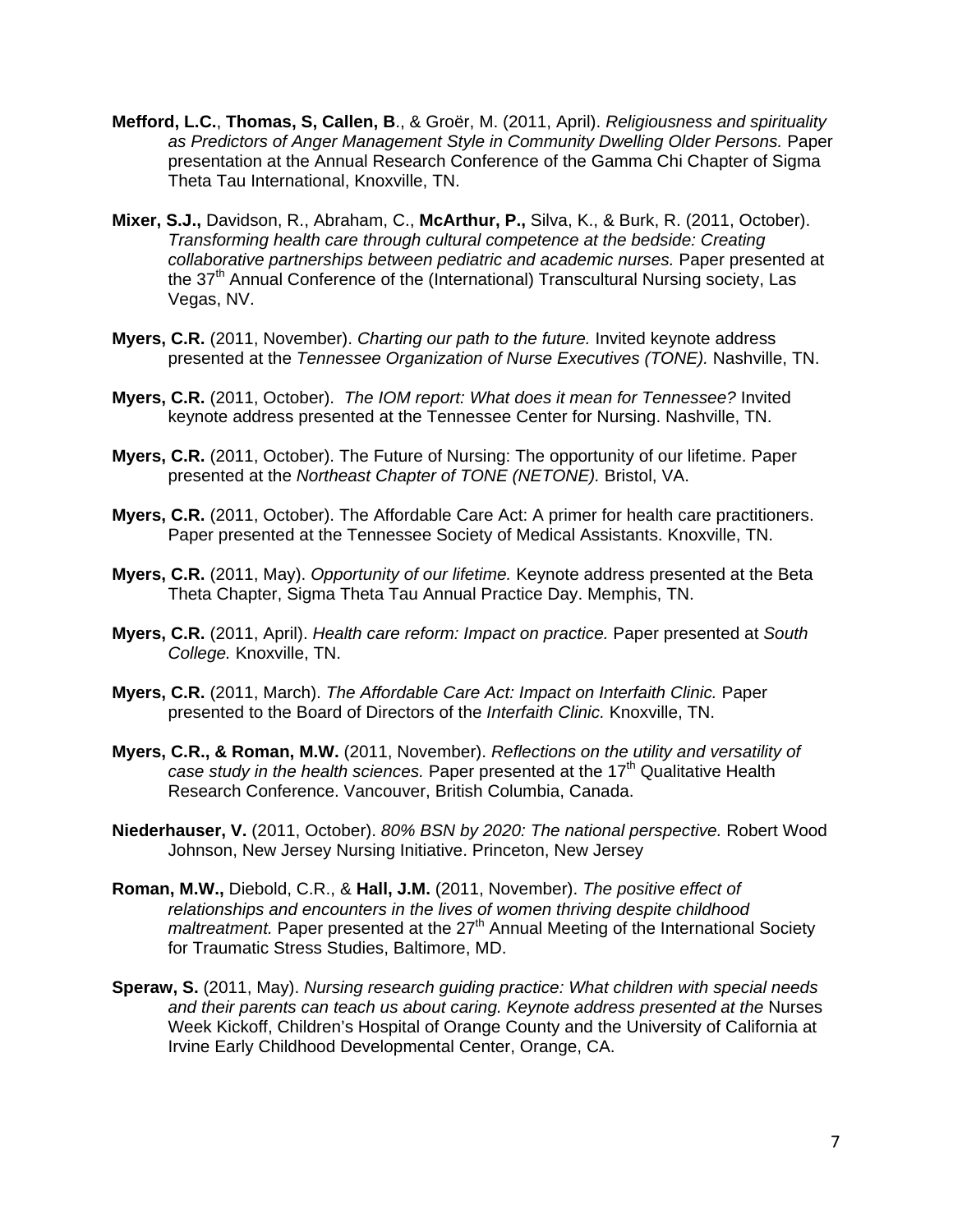**Mefford, L.C.**, **Thomas, S, Callen, B**., & Groër, M. (2011, April). *Religiousness and spirituality as Predictors of Anger Management Style in Community Dwelling Older Persons.* Paper presentation at the Annual Research Conference of the Gamma Chi Chapter of Sigma Theta Tau International, Knoxville, TN.

**Mixer, S.J.,** Davidson, R., Abraham, C., **McArthur, P.,** Silva, K., & Burk, R. (2011, October). *Transforming health care through cultural competence at the bedside: Creating collaborative partnerships between pediatric and academic nurses.* Paper presented at the 37th Annual Conference of the (International) Transcultural Nursing society, Las Vegas, NV.

**Myers, C.R.** (2011, November). *Charting our path to the future.* Invited keynote address presented at the *Tennessee Organization of Nurse Executives (TONE).* Nashville, TN.

**Myers, C.R.** (2011, October). *The IOM report: What does it mean for Tennessee?* Invited keynote address presented at the Tennessee Center for Nursing. Nashville, TN.

**Myers, C.R.** (2011, October). The Future of Nursing: The opportunity of our lifetime. Paper presented at the *Northeast Chapter of TONE (NETONE).* Bristol, VA.

**Myers, C.R.** (2011, October). The Affordable Care Act: A primer for health care practitioners. Paper presented at the Tennessee Society of Medical Assistants. Knoxville, TN.

**Myers, C.R.** (2011, May). *Opportunity of our lifetime.* Keynote address presented at the Beta Theta Chapter, Sigma Theta Tau Annual Practice Day. Memphis, TN.

**Myers, C.R.** (2011, April). *Health care reform: Impact on practice.* Paper presented at *South College.* Knoxville, TN.

**Myers, C.R.** (2011, March). *The Affordable Care Act: Impact on Interfaith Clinic.* Paper presented to the Board of Directors of the *Interfaith Clinic.* Knoxville, TN.

**Myers, C.R., & Roman, M.W.** (2011, November). *Reflections on the utility and versatility of case study in the health sciences.* Paper presented at the 17th Qualitative Health Research Conference. Vancouver, British Columbia, Canada.

**Niederhauser, V.** (2011, October). *80% BSN by 2020: The national perspective.* Robert Wood Johnson, New Jersey Nursing Initiative. Princeton, New Jersey

**Roman, M.W.,** Diebold, C.R., & **Hall, J.M.** (2011, November). *The positive effect of relationships and encounters in the lives of women thriving despite childhood maltreatment.* Paper presented at the 27th Annual Meeting of the International Society for Traumatic Stress Studies, Baltimore, MD.

**Speraw, S.** (2011, May). *Nursing research guiding practice: What children with special needs and their parents can teach us about caring. Keynote address presented at the* Nurses Week Kickoff, Children's Hospital of Orange County and the University of California at Irvine Early Childhood Developmental Center, Orange, CA.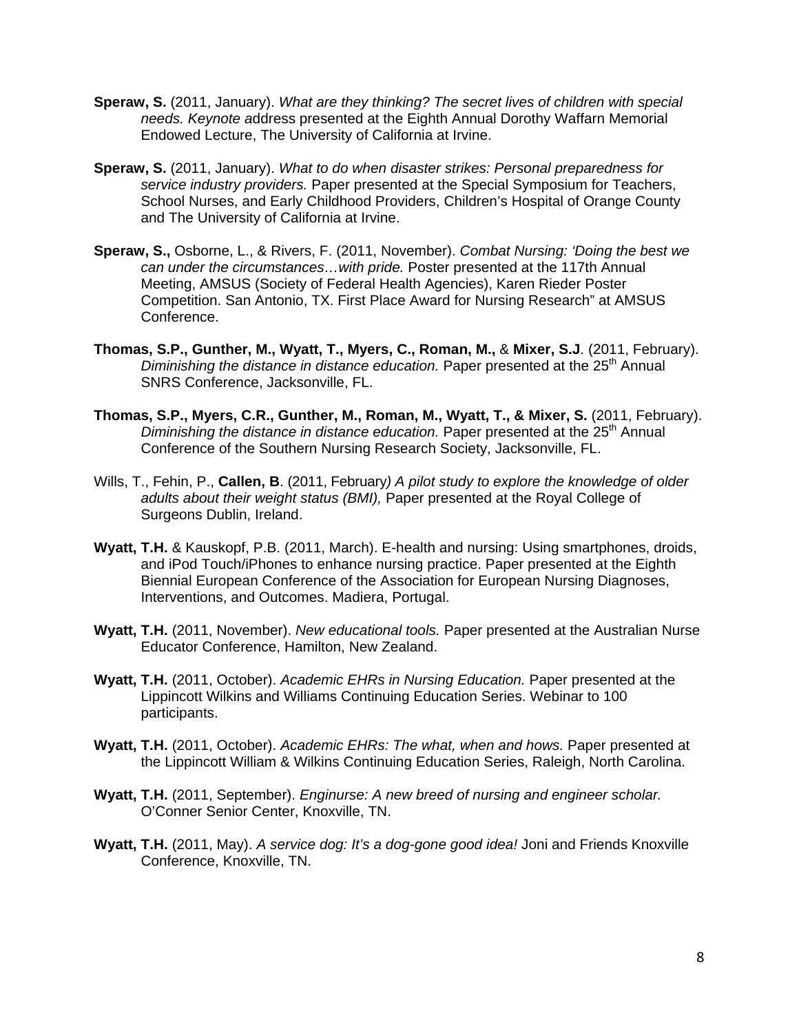**Speraw, S.** (2011, January). *What are they thinking? The secret lives of children with special needs. Keynote a*ddress presented at the Eighth Annual Dorothy Waffarn Memorial Endowed Lecture, The University of California at Irvine.

**Speraw, S.** (2011, January). *What to do when disaster strikes: Personal preparedness for service industry providers.* Paper presented at the Special Symposium for Teachers, School Nurses, and Early Childhood Providers, Children's Hospital of Orange County and The University of California at Irvine.

**Speraw, S.,** Osborne, L., & Rivers, F. (2011, November). *Combat Nursing: 'Doing the best we can under the circumstances…with pride.* Poster presented at the 117th Annual Meeting, AMSUS (Society of Federal Health Agencies), Karen Rieder Poster Competition. San Antonio, TX. First Place Award for Nursing Research" at AMSUS Conference.

**Thomas, S.P., Gunther, M., Wyatt, T., Myers, C., Roman, M.,** & **Mixer, S.J**. (2011, February). *Diminishing the distance in distance education.* Paper presented at the 25th Annual SNRS Conference, Jacksonville, FL.

**Thomas, S.P., Myers, C.R., Gunther, M., Roman, M., Wyatt, T., & Mixer, S.** (2011, February). *Diminishing the distance in distance education.* Paper presented at the 25th Annual Conference of the Southern Nursing Research Society, Jacksonville, FL.

Wills, T., Fehin, P., **Callen, B**. (2011, February*) A pilot study to explore the knowledge of older adults about their weight status (BMI),* Paper presented at the Royal College of Surgeons Dublin, Ireland.

**Wyatt, T.H.** & Kauskopf, P.B. (2011, March). E-health and nursing: Using smartphones, droids, and iPod Touch/iPhones to enhance nursing practice. Paper presented at the Eighth Biennial European Conference of the Association for European Nursing Diagnoses, Interventions, and Outcomes. Madiera, Portugal.

**Wyatt, T.H.** (2011, November). *New educational tools.* Paper presented at the Australian Nurse Educator Conference, Hamilton, New Zealand.

**Wyatt, T.H.** (2011, October). *Academic EHRs in Nursing Education.* Paper presented at the Lippincott Wilkins and Williams Continuing Education Series. Webinar to 100 participants.

**Wyatt, T.H.** (2011, October). *Academic EHRs: The what, when and hows.* Paper presented at the Lippincott William & Wilkins Continuing Education Series, Raleigh, North Carolina.

**Wyatt, T.H.** (2011, September). *Enginurse: A new breed of nursing and engineer scholar.* O'Conner Senior Center, Knoxville, TN.

**Wyatt, T.H.** (2011, May). *A service dog: It's a dog-gone good idea!* Joni and Friends Knoxville Conference, Knoxville, TN.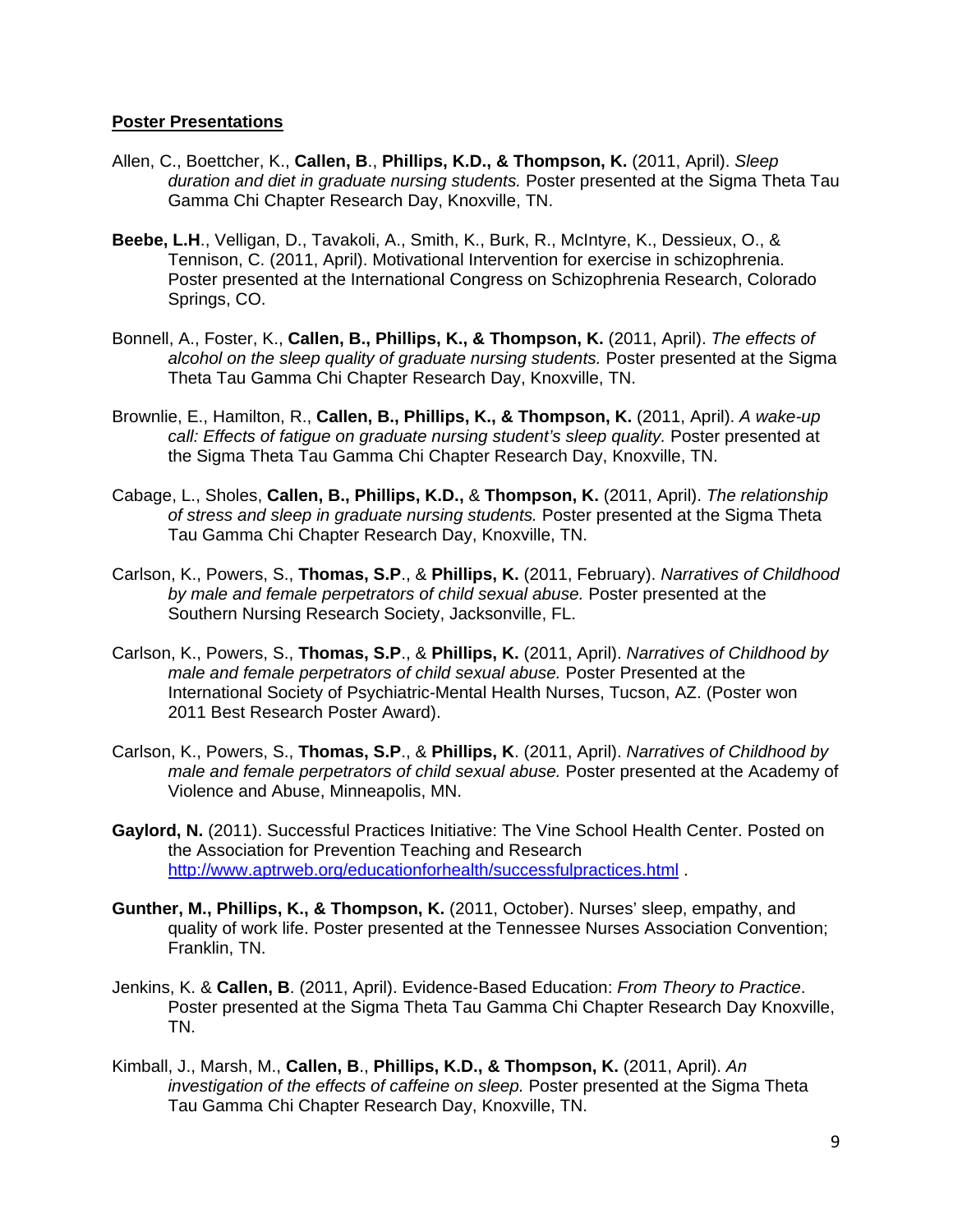**Poster Presentations**

Allen, C., Boettcher, K., **Callen, B**., **Phillips, K.D., & Thompson, K.** (2011, April). *Sleep duration and diet in graduate nursing students.* Poster presented at the Sigma Theta Tau Gamma Chi Chapter Research Day, Knoxville, TN.

**Beebe, L.H**., Velligan, D., Tavakoli, A., Smith, K., Burk, R., McIntyre, K., Dessieux, O., & Tennison, C. (2011, April). Motivational Intervention for exercise in schizophrenia. Poster presented at the International Congress on Schizophrenia Research, Colorado Springs, CO.

Bonnell, A., Foster, K., **Callen, B., Phillips, K., & Thompson, K.** (2011, April). *The effects of alcohol on the sleep quality of graduate nursing students.* Poster presented at the Sigma Theta Tau Gamma Chi Chapter Research Day, Knoxville, TN.

Brownlie, E., Hamilton, R., **Callen, B., Phillips, K., & Thompson, K.** (2011, April). *A wake-up call: Effects of fatigue on graduate nursing student's sleep quality.* Poster presented at the Sigma Theta Tau Gamma Chi Chapter Research Day, Knoxville, TN.

Cabage, L., Sholes, **Callen, B., Phillips, K.D.,** & **Thompson, K.** (2011, April). *The relationship of stress and sleep in graduate nursing students.* Poster presented at the Sigma Theta Tau Gamma Chi Chapter Research Day, Knoxville, TN.

Carlson, K., Powers, S., **Thomas, S.P**., & **Phillips, K.** (2011, February). *Narratives of Childhood by male and female perpetrators of child sexual abuse.* Poster presented at the Southern Nursing Research Society, Jacksonville, FL.

Carlson, K., Powers, S., **Thomas, S.P**., & **Phillips, K.** (2011, April). *Narratives of Childhood by male and female perpetrators of child sexual abuse.* Poster Presented at the International Society of Psychiatric-Mental Health Nurses, Tucson, AZ. (Poster won 2011 Best Research Poster Award).

Carlson, K., Powers, S., **Thomas, S.P**., & **Phillips, K**. (2011, April). *Narratives of Childhood by male and female perpetrators of child sexual abuse.* Poster presented at the Academy of Violence and Abuse, Minneapolis, MN.

**Gaylord, N.** (2011). Successful Practices Initiative: The Vine School Health Center. Posted on the Association for Prevention Teaching and Research http://www.aptrweb.org/educationforhealth/successfulpractices.html .

**Gunther, M., Phillips, K., & Thompson, K.** (2011, October). Nurses' sleep, empathy, and quality of work life. Poster presented at the Tennessee Nurses Association Convention; Franklin, TN.

Jenkins, K. & **Callen, B**. (2011, April). Evidence-Based Education: *From Theory to Practice*. Poster presented at the Sigma Theta Tau Gamma Chi Chapter Research Day Knoxville, TN.

Kimball, J., Marsh, M., **Callen, B**., **Phillips, K.D., & Thompson, K.** (2011, April). *An investigation of the effects of caffeine on sleep.* Poster presented at the Sigma Theta Tau Gamma Chi Chapter Research Day, Knoxville, TN.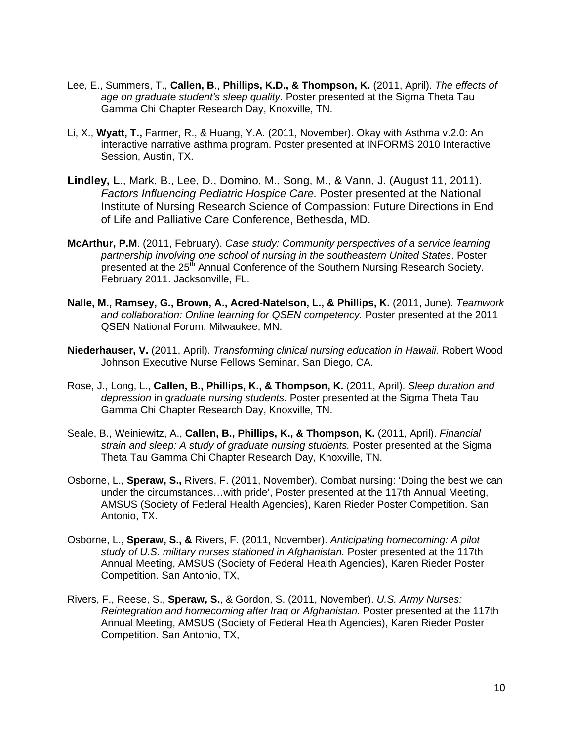Lee, E., Summers, T., **Callen, B**., **Phillips, K.D., & Thompson, K.** (2011, April). *The effects of age on graduate student's sleep quality.* Poster presented at the Sigma Theta Tau Gamma Chi Chapter Research Day, Knoxville, TN.

Li, X., **Wyatt, T.,** Farmer, R., & Huang, Y.A. (2011, November). Okay with Asthma v.2.0: An interactive narrative asthma program. Poster presented at INFORMS 2010 Interactive Session, Austin, TX.

**Lindley, L**., Mark, B., Lee, D., Domino, M., Song, M., & Vann, J. (August 11, 2011). *Factors Influencing Pediatric Hospice Care.* Poster presented at the National Institute of Nursing Research Science of Compassion: Future Directions in End of Life and Palliative Care Conference, Bethesda, MD.

**McArthur, P.M**. (2011, February). *Case study: Community perspectives of a service learning partnership involving one school of nursing in the southeastern United States*. Poster presented at the 25th Annual Conference of the Southern Nursing Research Society. February 2011. Jacksonville, FL.

**Nalle, M., Ramsey, G., Brown, A., Acred-Natelson, L., & Phillips, K.** (2011, June). *Teamwork and collaboration: Online learning for QSEN competency.* Poster presented at the 2011 QSEN National Forum, Milwaukee, MN.

**Niederhauser, V.** (2011, April). *Transforming clinical nursing education in Hawaii.* Robert Wood Johnson Executive Nurse Fellows Seminar, San Diego, CA.

Rose, J., Long, L., **Callen, B., Phillips, K., & Thompson, K.** (2011, April). *Sleep duration and depression* in g*raduate nursing students.* Poster presented at the Sigma Theta Tau Gamma Chi Chapter Research Day, Knoxville, TN.

Seale, B., Weiniewitz, A., **Callen, B., Phillips, K., & Thompson, K.** (2011, April). *Financial strain and sleep: A study of graduate nursing students.* Poster presented at the Sigma Theta Tau Gamma Chi Chapter Research Day, Knoxville, TN.

Osborne, L., **Speraw, S.,** Rivers, F. (2011, November). Combat nursing: 'Doing the best we can under the circumstances…with pride', Poster presented at the 117th Annual Meeting, AMSUS (Society of Federal Health Agencies), Karen Rieder Poster Competition. San Antonio, TX.

Osborne, L., **Speraw, S., &** Rivers, F. (2011, November). *Anticipating homecoming: A pilot study of U.S. military nurses stationed in Afghanistan.* Poster presented at the 117th Annual Meeting, AMSUS (Society of Federal Health Agencies), Karen Rieder Poster Competition. San Antonio, TX,

Rivers, F., Reese, S., **Speraw, S.**, & Gordon, S. (2011, November). *U.S. Army Nurses: Reintegration and homecoming after Iraq or Afghanistan.* Poster presented at the 117th Annual Meeting, AMSUS (Society of Federal Health Agencies), Karen Rieder Poster Competition. San Antonio, TX,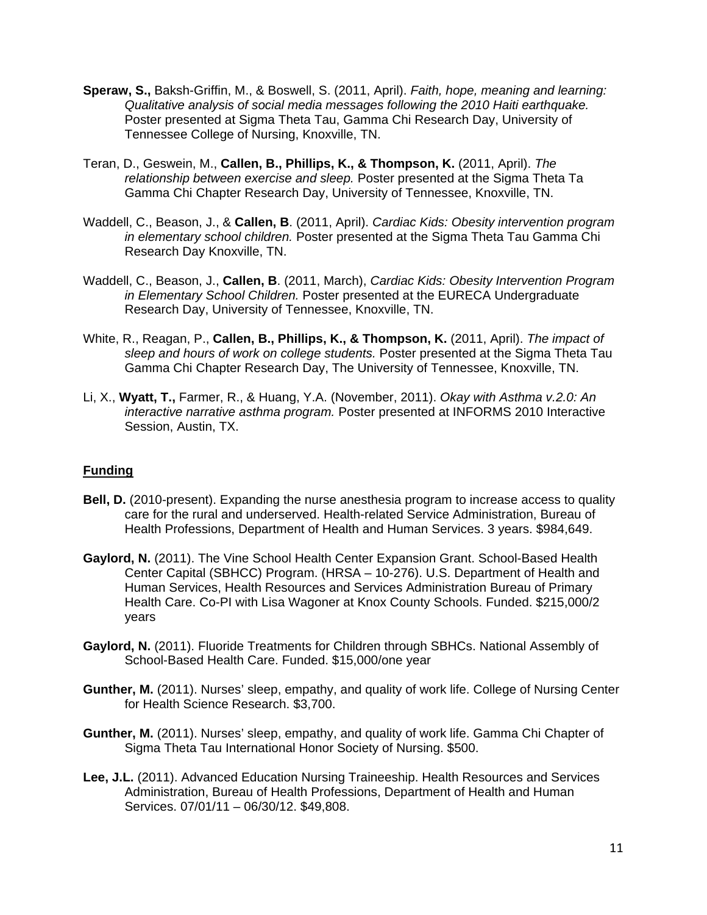**Speraw, S.,** Baksh-Griffin, M., & Boswell, S. (2011, April). *Faith, hope, meaning and learning: Qualitative analysis of social media messages following the 2010 Haiti earthquake.* Poster presented at Sigma Theta Tau, Gamma Chi Research Day, University of Tennessee College of Nursing, Knoxville, TN.

Teran, D., Geswein, M., **Callen, B., Phillips, K., & Thompson, K.** (2011, April). *The relationship between exercise and sleep.* Poster presented at the Sigma Theta Ta Gamma Chi Chapter Research Day, University of Tennessee, Knoxville, TN.

Waddell, C., Beason, J., & **Callen, B**. (2011, April). *Cardiac Kids: Obesity intervention program in elementary school children.* Poster presented at the Sigma Theta Tau Gamma Chi Research Day Knoxville, TN.

Waddell, C., Beason, J., **Callen, B**. (2011, March), *Cardiac Kids: Obesity Intervention Program in Elementary School Children.* Poster presented at the EURECA Undergraduate Research Day, University of Tennessee, Knoxville, TN.

White, R., Reagan, P., **Callen, B., Phillips, K., & Thompson, K.** (2011, April). *The impact of sleep and hours of work on college students.* Poster presented at the Sigma Theta Tau Gamma Chi Chapter Research Day, The University of Tennessee, Knoxville, TN.

Li, X., **Wyatt, T.,** Farmer, R., & Huang, Y.A. (November, 2011). *Okay with Asthma v.2.0: An interactive narrative asthma program.* Poster presented at INFORMS 2010 Interactive Session, Austin, TX.

## Funding

**Bell, D.** (2010-present). Expanding the nurse anesthesia program to increase access to quality care for the rural and underserved. Health-related Service Administration, Bureau of Health Professions, Department of Health and Human Services. 3 years. $984,649.

**Gaylord, N.** (2011). The Vine School Health Center Expansion Grant. School-Based Health Center Capital (SBHCC) Program. (HRSA – 10-276). U.S. Department of Health and Human Services, Health Resources and Services Administration Bureau of Primary Health Care. Co-PI with Lisa Wagoner at Knox County Schools. Funded. $215,000/2 years

**Gaylord, N.** (2011). Fluoride Treatments for Children through SBHCs. National Assembly of School-Based Health Care. Funded. $15,000/one year

**Gunther, M.** (2011). Nurses' sleep, empathy, and quality of work life. College of Nursing Center for Health Science Research. $3,700.

**Gunther, M.** (2011). Nurses' sleep, empathy, and quality of work life. Gamma Chi Chapter of Sigma Theta Tau International Honor Society of Nursing. $500.

**Lee, J.L.** (2011). Advanced Education Nursing Traineeship. Health Resources and Services Administration, Bureau of Health Professions, Department of Health and Human Services. 07/01/11 – 06/30/12. $49,808.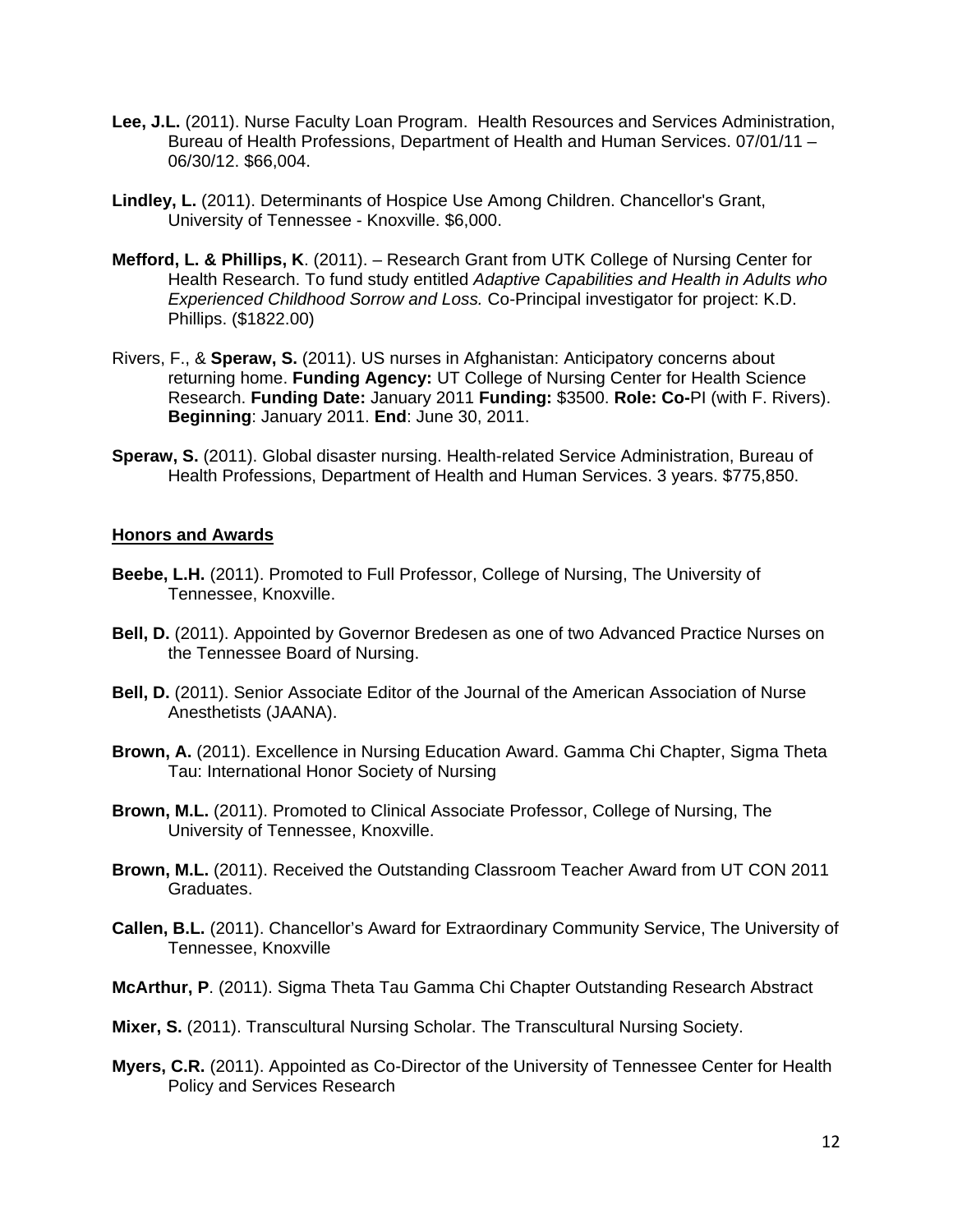**Lee, J.L.** (2011). Nurse Faculty Loan Program. Health Resources and Services Administration, Bureau of Health Professions, Department of Health and Human Services. 07/01/11 – 06/30/12. $66,004.

**Lindley, L.** (2011). Determinants of Hospice Use Among Children. Chancellor's Grant, University of Tennessee - Knoxville. $6,000.

**Mefford, L. & Phillips, K**. (2011). – Research Grant from UTK College of Nursing Center for Health Research. To fund study entitled *Adaptive Capabilities and Health in Adults who Experienced Childhood Sorrow and Loss.* Co-Principal investigator for project: K.D. Phillips. ($1822.00)

Rivers, F., & **Speraw, S.** (2011). US nurses in Afghanistan: Anticipatory concerns about returning home. **Funding Agency:** UT College of Nursing Center for Health Science Research. **Funding Date:** January 2011 **Funding:** $3500. **Role: Co-**PI (with F. Rivers). **Beginning**: January 2011. **End**: June 30, 2011.

**Speraw, S.** (2011). Global disaster nursing. Health-related Service Administration, Bureau of Health Professions, Department of Health and Human Services. 3 years. $775,850.

## Honors and Awards

**Beebe, L.H.** (2011). Promoted to Full Professor, College of Nursing, The University of Tennessee, Knoxville.

**Bell, D.** (2011). Appointed by Governor Bredesen as one of two Advanced Practice Nurses on the Tennessee Board of Nursing.

**Bell, D.** (2011). Senior Associate Editor of the Journal of the American Association of Nurse Anesthetists (JAANA).

**Brown, A.** (2011). Excellence in Nursing Education Award. Gamma Chi Chapter, Sigma Theta Tau: International Honor Society of Nursing

**Brown, M.L.** (2011). Promoted to Clinical Associate Professor, College of Nursing, The University of Tennessee, Knoxville.

**Brown, M.L.** (2011). Received the Outstanding Classroom Teacher Award from UT CON 2011 Graduates.

**Callen, B.L.** (2011). Chancellor's Award for Extraordinary Community Service, The University of Tennessee, Knoxville

**McArthur, P**. (2011). Sigma Theta Tau Gamma Chi Chapter Outstanding Research Abstract

**Mixer, S.** (2011). Transcultural Nursing Scholar. The Transcultural Nursing Society.

**Myers, C.R.** (2011). Appointed as Co-Director of the University of Tennessee Center for Health Policy and Services Research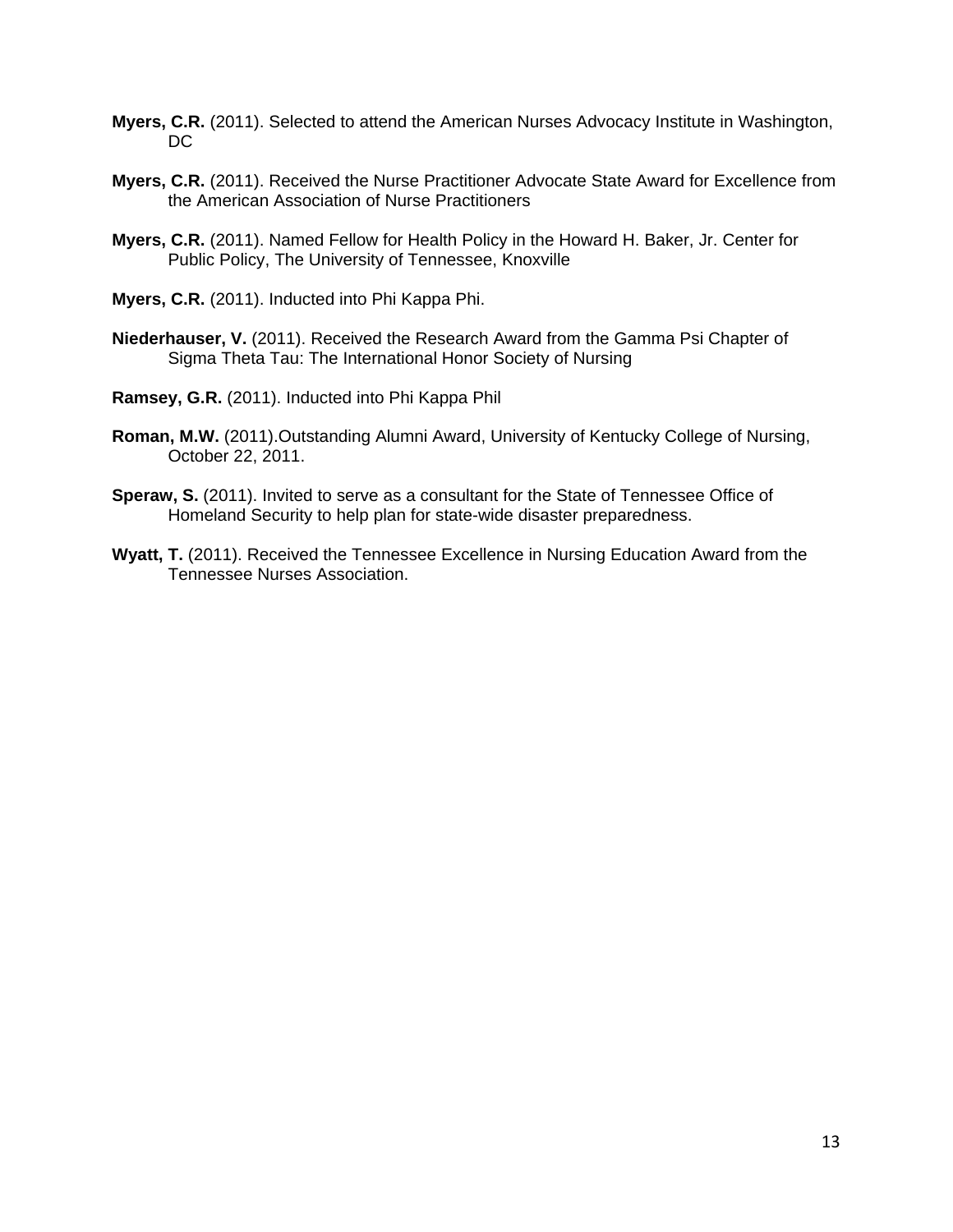**Myers, C.R.** (2011). Selected to attend the American Nurses Advocacy Institute in Washington, DC

**Myers, C.R.** (2011). Received the Nurse Practitioner Advocate State Award for Excellence from the American Association of Nurse Practitioners

**Myers, C.R.** (2011). Named Fellow for Health Policy in the Howard H. Baker, Jr. Center for Public Policy, The University of Tennessee, Knoxville

**Myers, C.R.** (2011). Inducted into Phi Kappa Phi.

**Niederhauser, V.** (2011). Received the Research Award from the Gamma Psi Chapter of Sigma Theta Tau: The International Honor Society of Nursing

**Ramsey, G.R.** (2011). Inducted into Phi Kappa Phil

**Roman, M.W.** (2011).Outstanding Alumni Award, University of Kentucky College of Nursing, October 22, 2011.

**Speraw, S.** (2011). Invited to serve as a consultant for the State of Tennessee Office of Homeland Security to help plan for state-wide disaster preparedness.

**Wyatt, T.** (2011). Received the Tennessee Excellence in Nursing Education Award from the Tennessee Nurses Association.